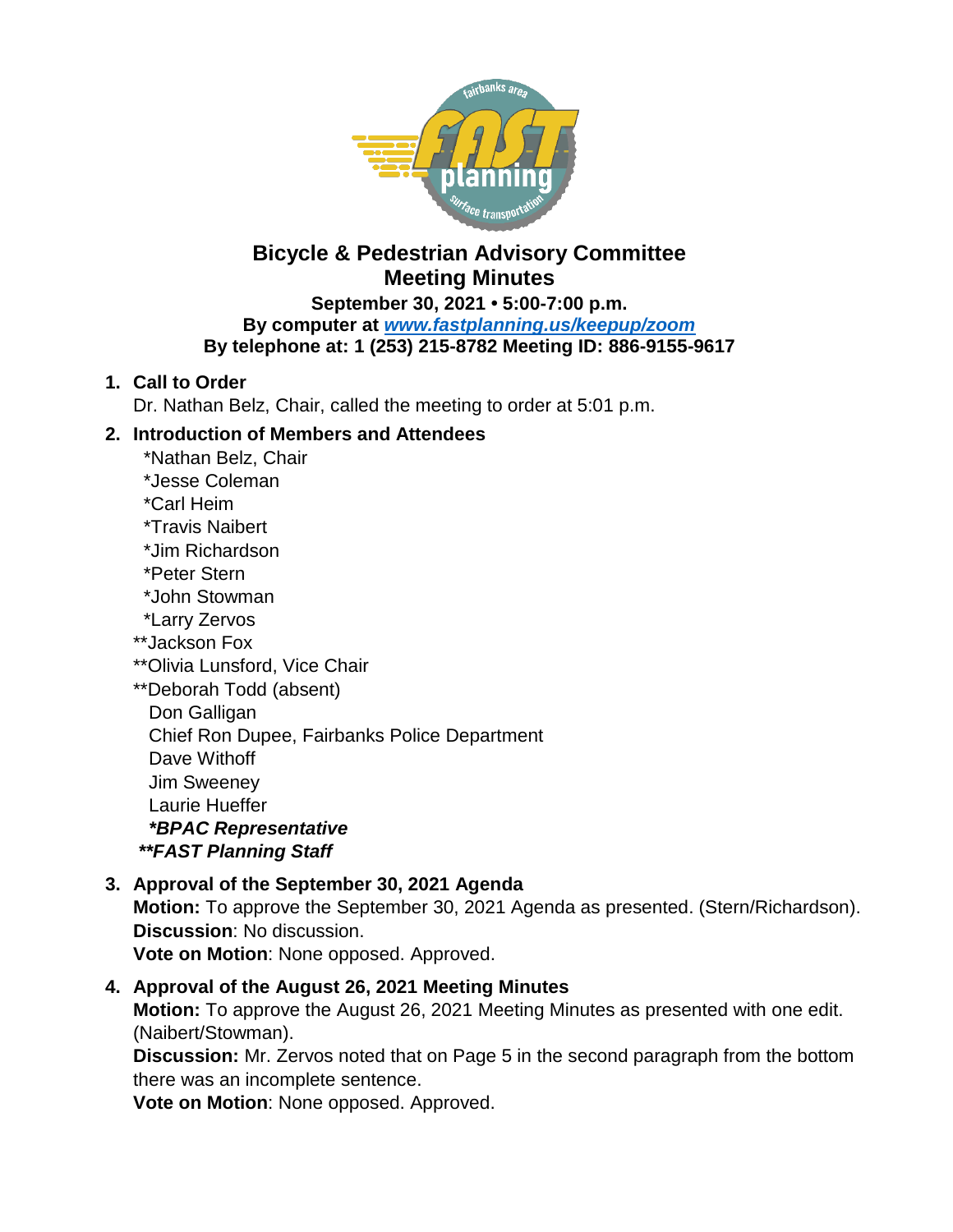# Bicycle & Pedestrian Advisory Committee
# Meeting Minutes

**September 30, 2021 • 5:00-7:00 p.m.**
**By computer at [www.fastplanning.us/keepup/zoom](www.fastplanning.us/keepup/zoom)**
**By telephone at: 1 (253) 215-8782 Meeting ID: 886-9155-9617**

1. **Call to Order**
   Dr. Nathan Belz, Chair, called the meeting to order at 5:01 p.m.

2. **Introduction of Members and Attendees**
   *Nathan Belz, Chair
   *Jesse Coleman
   *Carl Heim
   *Travis Naibert
   *Jim Richardson
   *Peter Stern
   *John Stowman
   *Larry Zervos
   **Jackson Fox
   **Olivia Lunsford, Vice Chair
   **Deborah Todd (absent)
   Don Galligan
   Chief Ron Dupee, Fairbanks Police Department
   Dave Withoff
   Jim Sweeney
   Laurie Hueffer
   ***BPAC Representative***
   ***\*\*FAST Planning Staff***

3. **Approval of the September 30, 2021 Agenda**
   **Motion:** To approve the September 30, 2021 Agenda as presented. (Stern/Richardson).
   **Discussion**: No discussion.
   **Vote on Motion**: None opposed. Approved.

4. **Approval of the August 26, 2021 Meeting Minutes**
   **Motion:** To approve the August 26, 2021 Meeting Minutes as presented with one edit. (Naibert/Stowman).
   **Discussion:** Mr. Zervos noted that on Page 5 in the second paragraph from the bottom there was an incomplete sentence.
   **Vote on Motion**: None opposed. Approved.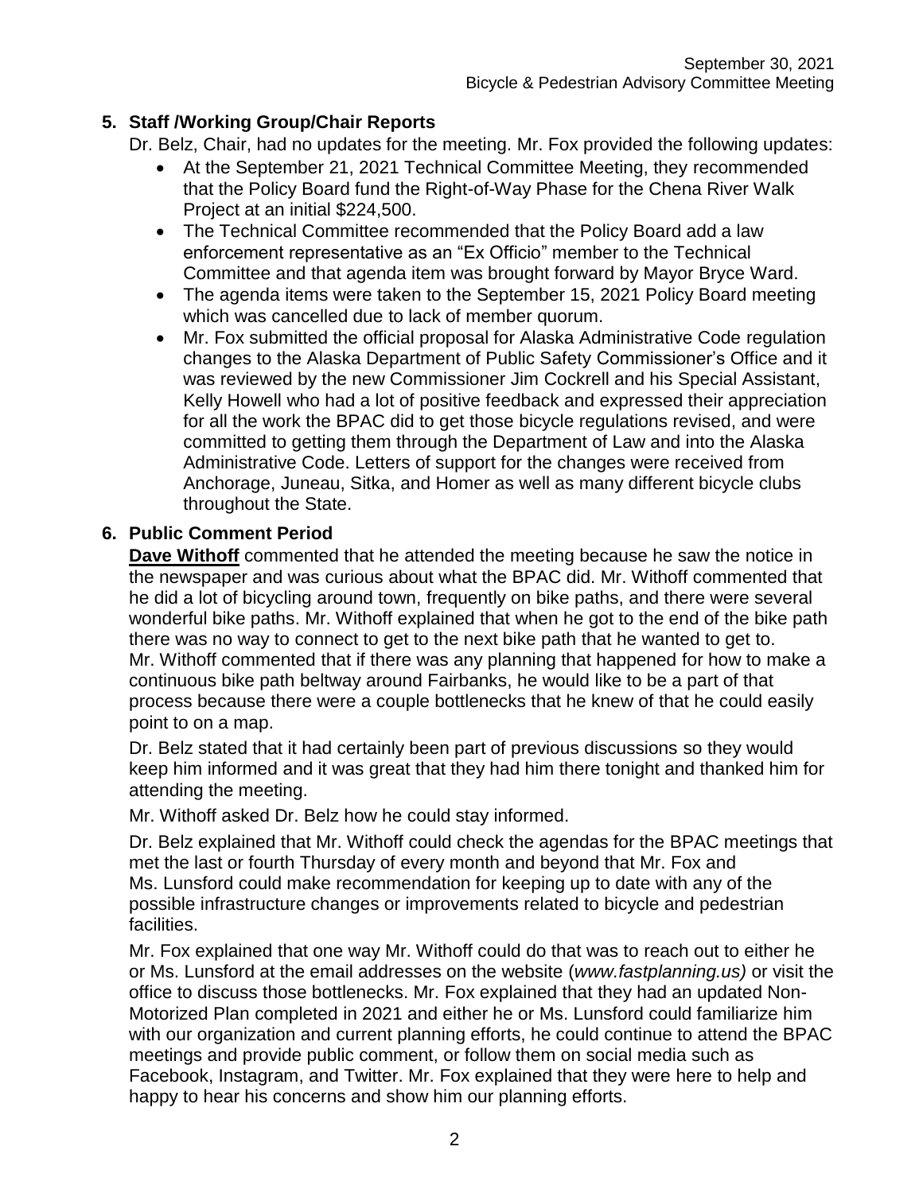## 5. Staff /Working Group/Chair Reports

Dr. Belz, Chair, had no updates for the meeting. Mr. Fox provided the following updates:

- At the September 21, 2021 Technical Committee Meeting, they recommended that the Policy Board fund the Right-of-Way Phase for the Chena River Walk Project at an initial $224,500.
- The Technical Committee recommended that the Policy Board add a law enforcement representative as an "Ex Officio" member to the Technical Committee and that agenda item was brought forward by Mayor Bryce Ward.
- The agenda items were taken to the September 15, 2021 Policy Board meeting which was cancelled due to lack of member quorum.
- Mr. Fox submitted the official proposal for Alaska Administrative Code regulation changes to the Alaska Department of Public Safety Commissioner's Office and it was reviewed by the new Commissioner Jim Cockrell and his Special Assistant, Kelly Howell who had a lot of positive feedback and expressed their appreciation for all the work the BPAC did to get those bicycle regulations revised, and were committed to getting them through the Department of Law and into the Alaska Administrative Code. Letters of support for the changes were received from Anchorage, Juneau, Sitka, and Homer as well as many different bicycle clubs throughout the State.

## 6. Public Comment Period

**Dave Withoff** commented that he attended the meeting because he saw the notice in the newspaper and was curious about what the BPAC did. Mr. Withoff commented that he did a lot of bicycling around town, frequently on bike paths, and there were several wonderful bike paths. Mr. Withoff explained that when he got to the end of the bike path there was no way to connect to get to the next bike path that he wanted to get to. Mr. Withoff commented that if there was any planning that happened for how to make a continuous bike path beltway around Fairbanks, he would like to be a part of that process because there were a couple bottlenecks that he knew of that he could easily point to on a map.

Dr. Belz stated that it had certainly been part of previous discussions so they would keep him informed and it was great that they had him there tonight and thanked him for attending the meeting.

Mr. Withoff asked Dr. Belz how he could stay informed.

Dr. Belz explained that Mr. Withoff could check the agendas for the BPAC meetings that met the last or fourth Thursday of every month and beyond that Mr. Fox and Ms. Lunsford could make recommendation for keeping up to date with any of the possible infrastructure changes or improvements related to bicycle and pedestrian facilities.

Mr. Fox explained that one way Mr. Withoff could do that was to reach out to either he or Ms. Lunsford at the email addresses on the website (*www.fastplanning.us)* or visit the office to discuss those bottlenecks. Mr. Fox explained that they had an updated Non-Motorized Plan completed in 2021 and either he or Ms. Lunsford could familiarize him with our organization and current planning efforts, he could continue to attend the BPAC meetings and provide public comment, or follow them on social media such as Facebook, Instagram, and Twitter. Mr. Fox explained that they were here to help and happy to hear his concerns and show him our planning efforts.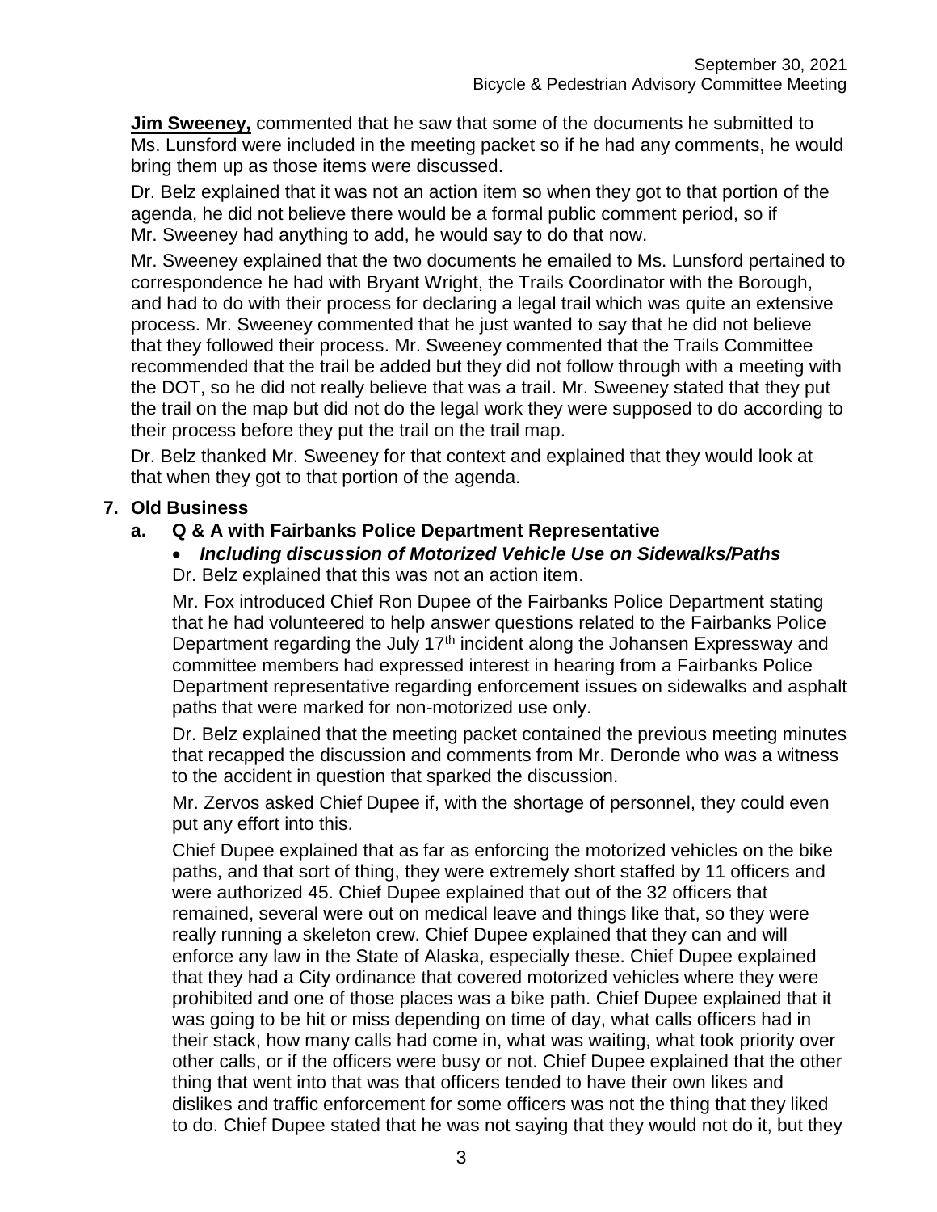**Jim Sweeney,** commented that he saw that some of the documents he submitted to Ms. Lunsford were included in the meeting packet so if he had any comments, he would bring them up as those items were discussed.

Dr. Belz explained that it was not an action item so when they got to that portion of the agenda, he did not believe there would be a formal public comment period, so if Mr. Sweeney had anything to add, he would say to do that now.

Mr. Sweeney explained that the two documents he emailed to Ms. Lunsford pertained to correspondence he had with Bryant Wright, the Trails Coordinator with the Borough, and had to do with their process for declaring a legal trail which was quite an extensive process. Mr. Sweeney commented that he just wanted to say that he did not believe that they followed their process. Mr. Sweeney commented that the Trails Committee recommended that the trail be added but they did not follow through with a meeting with the DOT, so he did not really believe that was a trail. Mr. Sweeney stated that they put the trail on the map but did not do the legal work they were supposed to do according to their process before they put the trail on the trail map.

Dr. Belz thanked Mr. Sweeney for that context and explained that they would look at that when they got to that portion of the agenda.

## 7. Old Business

### a. Q & A with Fairbanks Police Department Representative

- ***Including discussion of Motorized Vehicle Use on Sidewalks/Paths***

Dr. Belz explained that this was not an action item.

Mr. Fox introduced Chief Ron Dupee of the Fairbanks Police Department stating that he had volunteered to help answer questions related to the Fairbanks Police Department regarding the July 17th incident along the Johansen Expressway and committee members had expressed interest in hearing from a Fairbanks Police Department representative regarding enforcement issues on sidewalks and asphalt paths that were marked for non-motorized use only.

Dr. Belz explained that the meeting packet contained the previous meeting minutes that recapped the discussion and comments from Mr. Deronde who was a witness to the accident in question that sparked the discussion.

Mr. Zervos asked Chief Dupee if, with the shortage of personnel, they could even put any effort into this.

Chief Dupee explained that as far as enforcing the motorized vehicles on the bike paths, and that sort of thing, they were extremely short staffed by 11 officers and were authorized 45. Chief Dupee explained that out of the 32 officers that remained, several were out on medical leave and things like that, so they were really running a skeleton crew. Chief Dupee explained that they can and will enforce any law in the State of Alaska, especially these. Chief Dupee explained that they had a City ordinance that covered motorized vehicles where they were prohibited and one of those places was a bike path. Chief Dupee explained that it was going to be hit or miss depending on time of day, what calls officers had in their stack, how many calls had come in, what was waiting, what took priority over other calls, or if the officers were busy or not. Chief Dupee explained that the other thing that went into that was that officers tended to have their own likes and dislikes and traffic enforcement for some officers was not the thing that they liked to do. Chief Dupee stated that he was not saying that they would not do it, but they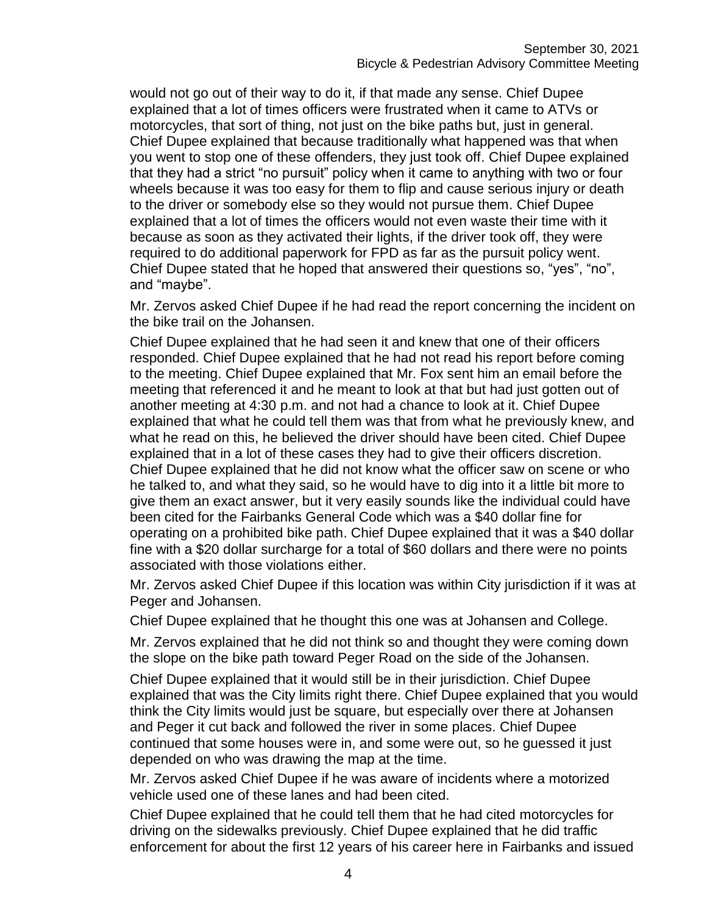would not go out of their way to do it, if that made any sense. Chief Dupee explained that a lot of times officers were frustrated when it came to ATVs or motorcycles, that sort of thing, not just on the bike paths but, just in general. Chief Dupee explained that because traditionally what happened was that when you went to stop one of these offenders, they just took off. Chief Dupee explained that they had a strict "no pursuit" policy when it came to anything with two or four wheels because it was too easy for them to flip and cause serious injury or death to the driver or somebody else so they would not pursue them. Chief Dupee explained that a lot of times the officers would not even waste their time with it because as soon as they activated their lights, if the driver took off, they were required to do additional paperwork for FPD as far as the pursuit policy went. Chief Dupee stated that he hoped that answered their questions so, "yes", "no", and "maybe".

Mr. Zervos asked Chief Dupee if he had read the report concerning the incident on the bike trail on the Johansen.

Chief Dupee explained that he had seen it and knew that one of their officers responded. Chief Dupee explained that he had not read his report before coming to the meeting. Chief Dupee explained that Mr. Fox sent him an email before the meeting that referenced it and he meant to look at that but had just gotten out of another meeting at 4:30 p.m. and not had a chance to look at it. Chief Dupee explained that what he could tell them was that from what he previously knew, and what he read on this, he believed the driver should have been cited. Chief Dupee explained that in a lot of these cases they had to give their officers discretion. Chief Dupee explained that he did not know what the officer saw on scene or who he talked to, and what they said, so he would have to dig into it a little bit more to give them an exact answer, but it very easily sounds like the individual could have been cited for the Fairbanks General Code which was a $40 dollar fine for operating on a prohibited bike path. Chief Dupee explained that it was a $40 dollar fine with a $20 dollar surcharge for a total of $60 dollars and there were no points associated with those violations either.

Mr. Zervos asked Chief Dupee if this location was within City jurisdiction if it was at Peger and Johansen.

Chief Dupee explained that he thought this one was at Johansen and College.

Mr. Zervos explained that he did not think so and thought they were coming down the slope on the bike path toward Peger Road on the side of the Johansen.

Chief Dupee explained that it would still be in their jurisdiction. Chief Dupee explained that was the City limits right there. Chief Dupee explained that you would think the City limits would just be square, but especially over there at Johansen and Peger it cut back and followed the river in some places. Chief Dupee continued that some houses were in, and some were out, so he guessed it just depended on who was drawing the map at the time.

Mr. Zervos asked Chief Dupee if he was aware of incidents where a motorized vehicle used one of these lanes and had been cited.

Chief Dupee explained that he could tell them that he had cited motorcycles for driving on the sidewalks previously. Chief Dupee explained that he did traffic enforcement for about the first 12 years of his career here in Fairbanks and issued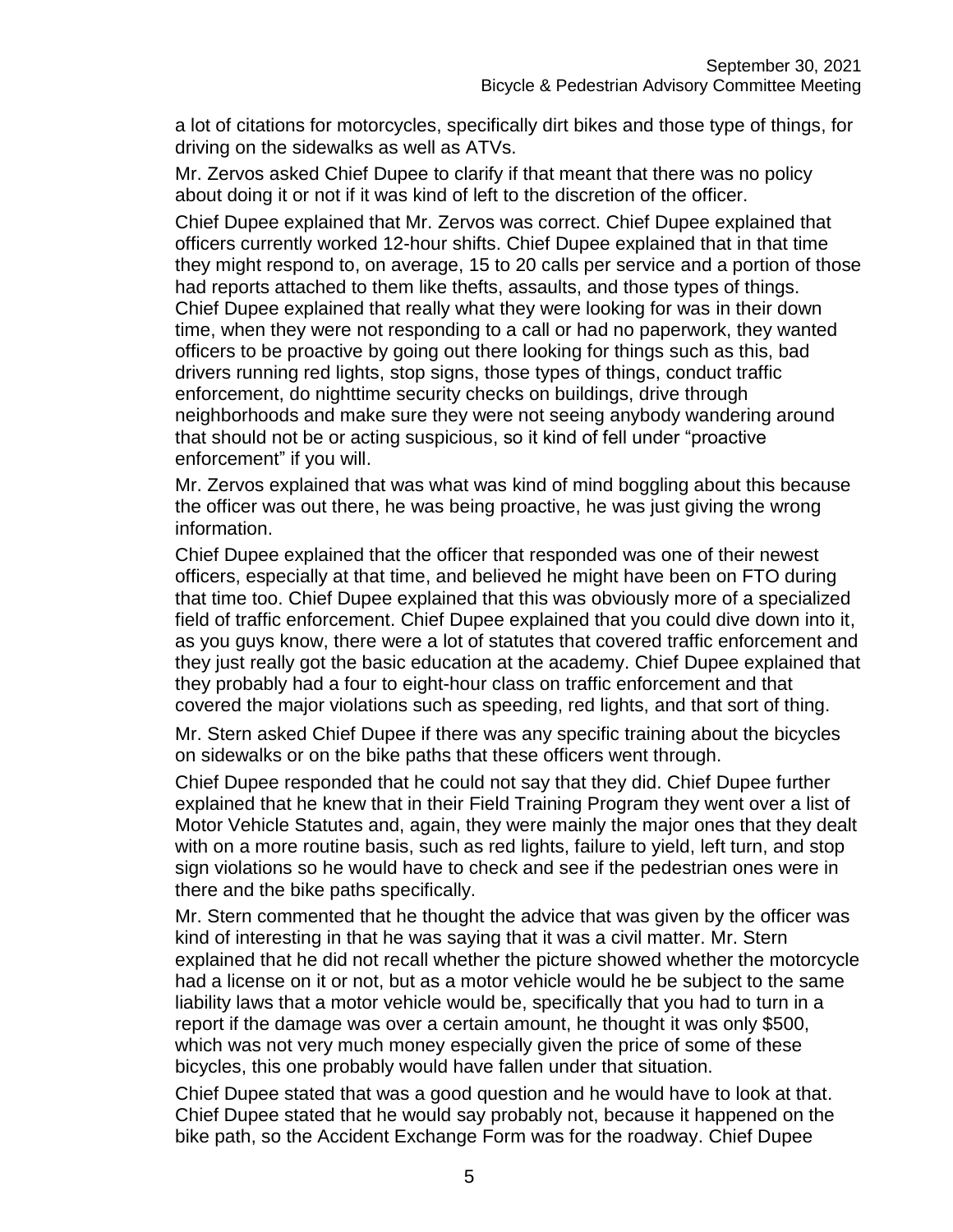a lot of citations for motorcycles, specifically dirt bikes and those type of things, for driving on the sidewalks as well as ATVs.

Mr. Zervos asked Chief Dupee to clarify if that meant that there was no policy about doing it or not if it was kind of left to the discretion of the officer.

Chief Dupee explained that Mr. Zervos was correct. Chief Dupee explained that officers currently worked 12-hour shifts. Chief Dupee explained that in that time they might respond to, on average, 15 to 20 calls per service and a portion of those had reports attached to them like thefts, assaults, and those types of things. Chief Dupee explained that really what they were looking for was in their down time, when they were not responding to a call or had no paperwork, they wanted officers to be proactive by going out there looking for things such as this, bad drivers running red lights, stop signs, those types of things, conduct traffic enforcement, do nighttime security checks on buildings, drive through neighborhoods and make sure they were not seeing anybody wandering around that should not be or acting suspicious, so it kind of fell under "proactive enforcement" if you will.

Mr. Zervos explained that was what was kind of mind boggling about this because the officer was out there, he was being proactive, he was just giving the wrong information.

Chief Dupee explained that the officer that responded was one of their newest officers, especially at that time, and believed he might have been on FTO during that time too. Chief Dupee explained that this was obviously more of a specialized field of traffic enforcement. Chief Dupee explained that you could dive down into it, as you guys know, there were a lot of statutes that covered traffic enforcement and they just really got the basic education at the academy. Chief Dupee explained that they probably had a four to eight-hour class on traffic enforcement and that covered the major violations such as speeding, red lights, and that sort of thing.

Mr. Stern asked Chief Dupee if there was any specific training about the bicycles on sidewalks or on the bike paths that these officers went through.

Chief Dupee responded that he could not say that they did. Chief Dupee further explained that he knew that in their Field Training Program they went over a list of Motor Vehicle Statutes and, again, they were mainly the major ones that they dealt with on a more routine basis, such as red lights, failure to yield, left turn, and stop sign violations so he would have to check and see if the pedestrian ones were in there and the bike paths specifically.

Mr. Stern commented that he thought the advice that was given by the officer was kind of interesting in that he was saying that it was a civil matter. Mr. Stern explained that he did not recall whether the picture showed whether the motorcycle had a license on it or not, but as a motor vehicle would he be subject to the same liability laws that a motor vehicle would be, specifically that you had to turn in a report if the damage was over a certain amount, he thought it was only $500, which was not very much money especially given the price of some of these bicycles, this one probably would have fallen under that situation.

Chief Dupee stated that was a good question and he would have to look at that. Chief Dupee stated that he would say probably not, because it happened on the bike path, so the Accident Exchange Form was for the roadway. Chief Dupee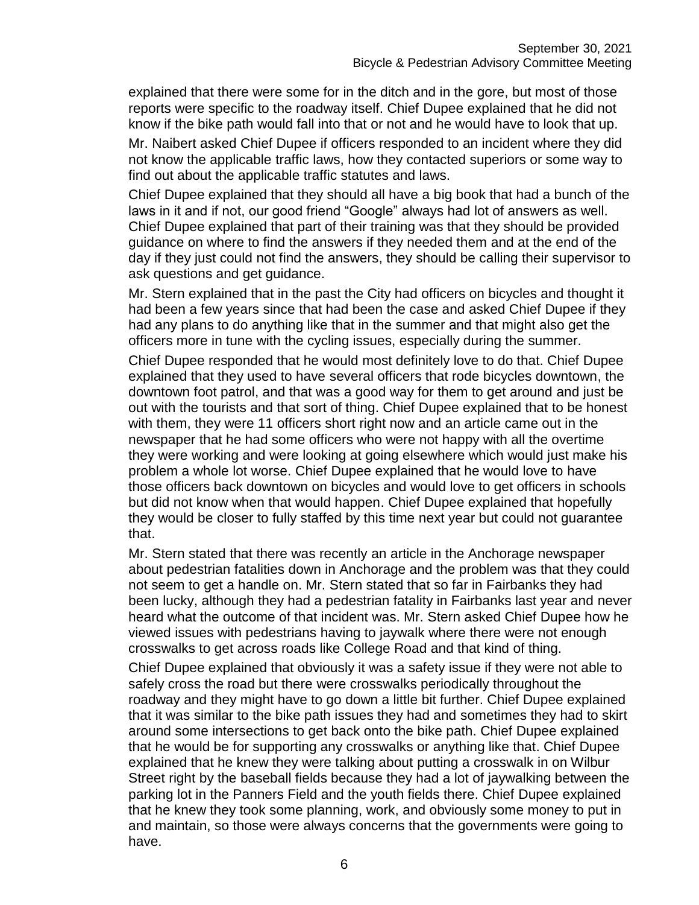explained that there were some for in the ditch and in the gore, but most of those reports were specific to the roadway itself. Chief Dupee explained that he did not know if the bike path would fall into that or not and he would have to look that up.

Mr. Naibert asked Chief Dupee if officers responded to an incident where they did not know the applicable traffic laws, how they contacted superiors or some way to find out about the applicable traffic statutes and laws.

Chief Dupee explained that they should all have a big book that had a bunch of the laws in it and if not, our good friend "Google" always had lot of answers as well. Chief Dupee explained that part of their training was that they should be provided guidance on where to find the answers if they needed them and at the end of the day if they just could not find the answers, they should be calling their supervisor to ask questions and get guidance.

Mr. Stern explained that in the past the City had officers on bicycles and thought it had been a few years since that had been the case and asked Chief Dupee if they had any plans to do anything like that in the summer and that might also get the officers more in tune with the cycling issues, especially during the summer.

Chief Dupee responded that he would most definitely love to do that. Chief Dupee explained that they used to have several officers that rode bicycles downtown, the downtown foot patrol, and that was a good way for them to get around and just be out with the tourists and that sort of thing. Chief Dupee explained that to be honest with them, they were 11 officers short right now and an article came out in the newspaper that he had some officers who were not happy with all the overtime they were working and were looking at going elsewhere which would just make his problem a whole lot worse. Chief Dupee explained that he would love to have those officers back downtown on bicycles and would love to get officers in schools but did not know when that would happen. Chief Dupee explained that hopefully they would be closer to fully staffed by this time next year but could not guarantee that.

Mr. Stern stated that there was recently an article in the Anchorage newspaper about pedestrian fatalities down in Anchorage and the problem was that they could not seem to get a handle on. Mr. Stern stated that so far in Fairbanks they had been lucky, although they had a pedestrian fatality in Fairbanks last year and never heard what the outcome of that incident was. Mr. Stern asked Chief Dupee how he viewed issues with pedestrians having to jaywalk where there were not enough crosswalks to get across roads like College Road and that kind of thing.

Chief Dupee explained that obviously it was a safety issue if they were not able to safely cross the road but there were crosswalks periodically throughout the roadway and they might have to go down a little bit further. Chief Dupee explained that it was similar to the bike path issues they had and sometimes they had to skirt around some intersections to get back onto the bike path. Chief Dupee explained that he would be for supporting any crosswalks or anything like that. Chief Dupee explained that he knew they were talking about putting a crosswalk in on Wilbur Street right by the baseball fields because they had a lot of jaywalking between the parking lot in the Panners Field and the youth fields there. Chief Dupee explained that he knew they took some planning, work, and obviously some money to put in and maintain, so those were always concerns that the governments were going to have.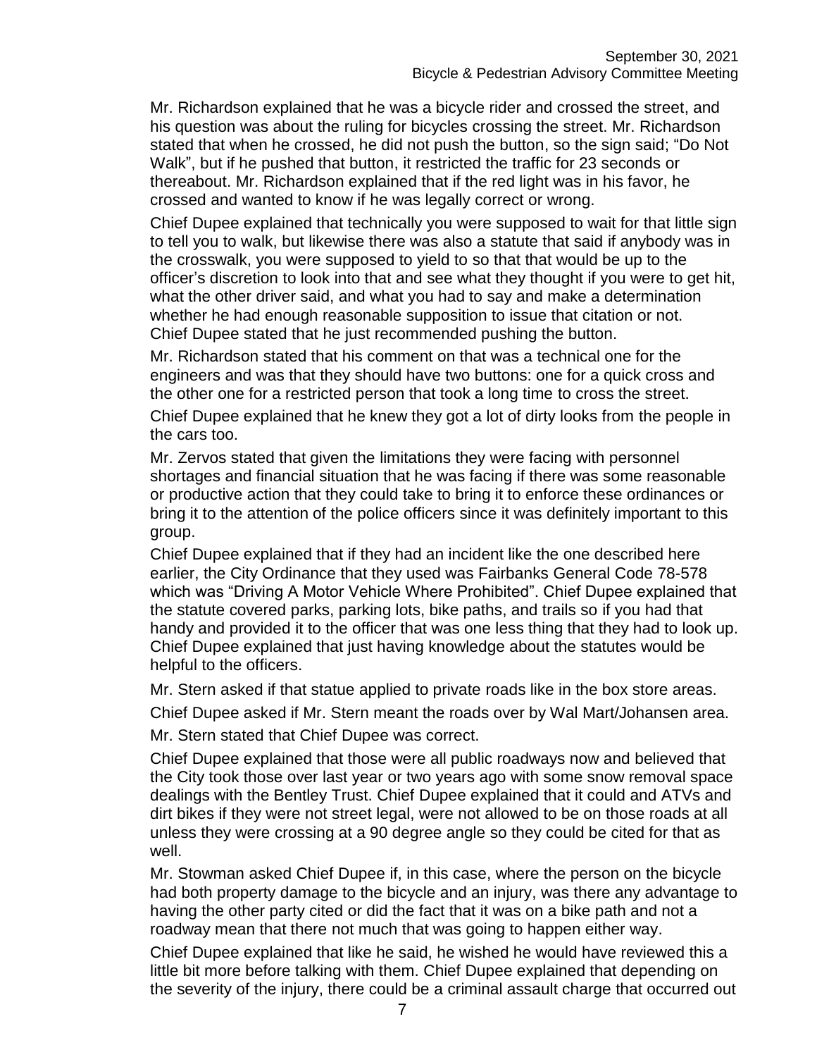Mr. Richardson explained that he was a bicycle rider and crossed the street, and his question was about the ruling for bicycles crossing the street. Mr. Richardson stated that when he crossed, he did not push the button, so the sign said; "Do Not Walk", but if he pushed that button, it restricted the traffic for 23 seconds or thereabout. Mr. Richardson explained that if the red light was in his favor, he crossed and wanted to know if he was legally correct or wrong.

Chief Dupee explained that technically you were supposed to wait for that little sign to tell you to walk, but likewise there was also a statute that said if anybody was in the crosswalk, you were supposed to yield to so that that would be up to the officer's discretion to look into that and see what they thought if you were to get hit, what the other driver said, and what you had to say and make a determination whether he had enough reasonable supposition to issue that citation or not. Chief Dupee stated that he just recommended pushing the button.

Mr. Richardson stated that his comment on that was a technical one for the engineers and was that they should have two buttons: one for a quick cross and the other one for a restricted person that took a long time to cross the street.

Chief Dupee explained that he knew they got a lot of dirty looks from the people in the cars too.

Mr. Zervos stated that given the limitations they were facing with personnel shortages and financial situation that he was facing if there was some reasonable or productive action that they could take to bring it to enforce these ordinances or bring it to the attention of the police officers since it was definitely important to this group.

Chief Dupee explained that if they had an incident like the one described here earlier, the City Ordinance that they used was Fairbanks General Code 78-578 which was "Driving A Motor Vehicle Where Prohibited". Chief Dupee explained that the statute covered parks, parking lots, bike paths, and trails so if you had that handy and provided it to the officer that was one less thing that they had to look up. Chief Dupee explained that just having knowledge about the statutes would be helpful to the officers.

Mr. Stern asked if that statue applied to private roads like in the box store areas.

Chief Dupee asked if Mr. Stern meant the roads over by Wal Mart/Johansen area.

Mr. Stern stated that Chief Dupee was correct.

Chief Dupee explained that those were all public roadways now and believed that the City took those over last year or two years ago with some snow removal space dealings with the Bentley Trust. Chief Dupee explained that it could and ATVs and dirt bikes if they were not street legal, were not allowed to be on those roads at all unless they were crossing at a 90 degree angle so they could be cited for that as well.

Mr. Stowman asked Chief Dupee if, in this case, where the person on the bicycle had both property damage to the bicycle and an injury, was there any advantage to having the other party cited or did the fact that it was on a bike path and not a roadway mean that there not much that was going to happen either way.

Chief Dupee explained that like he said, he wished he would have reviewed this a little bit more before talking with them. Chief Dupee explained that depending on the severity of the injury, there could be a criminal assault charge that occurred out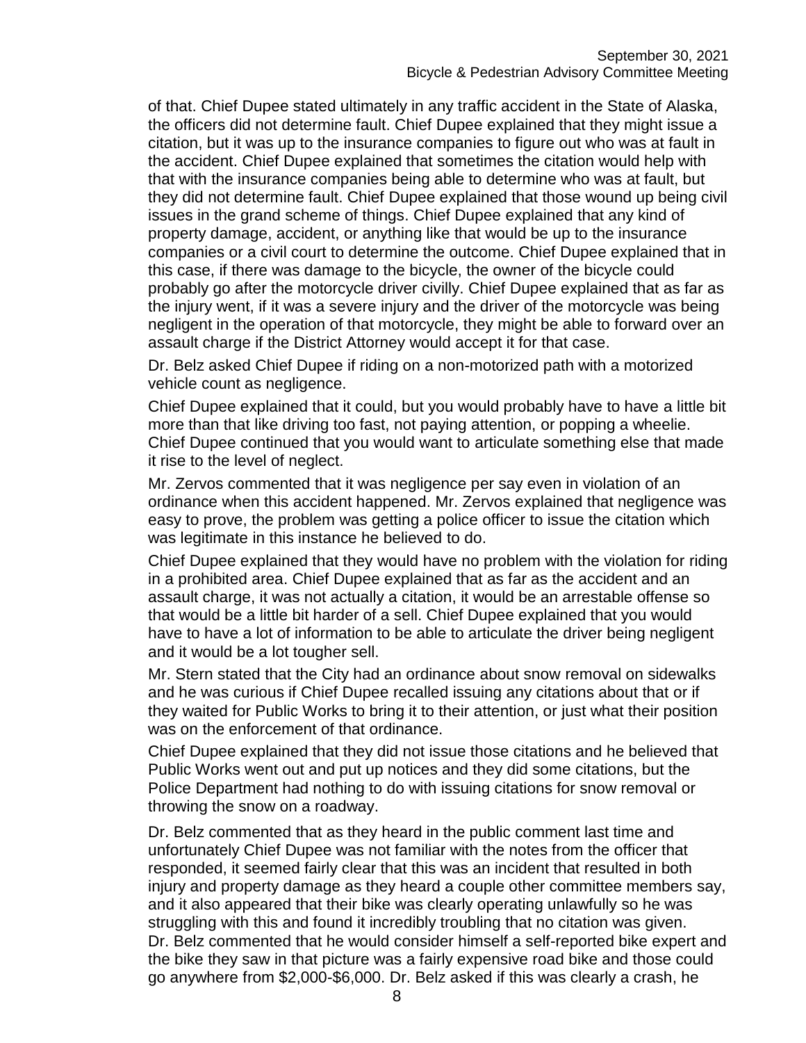of that. Chief Dupee stated ultimately in any traffic accident in the State of Alaska, the officers did not determine fault. Chief Dupee explained that they might issue a citation, but it was up to the insurance companies to figure out who was at fault in the accident. Chief Dupee explained that sometimes the citation would help with that with the insurance companies being able to determine who was at fault, but they did not determine fault. Chief Dupee explained that those wound up being civil issues in the grand scheme of things. Chief Dupee explained that any kind of property damage, accident, or anything like that would be up to the insurance companies or a civil court to determine the outcome. Chief Dupee explained that in this case, if there was damage to the bicycle, the owner of the bicycle could probably go after the motorcycle driver civilly. Chief Dupee explained that as far as the injury went, if it was a severe injury and the driver of the motorcycle was being negligent in the operation of that motorcycle, they might be able to forward over an assault charge if the District Attorney would accept it for that case.

Dr. Belz asked Chief Dupee if riding on a non-motorized path with a motorized vehicle count as negligence.

Chief Dupee explained that it could, but you would probably have to have a little bit more than that like driving too fast, not paying attention, or popping a wheelie. Chief Dupee continued that you would want to articulate something else that made it rise to the level of neglect.

Mr. Zervos commented that it was negligence per say even in violation of an ordinance when this accident happened. Mr. Zervos explained that negligence was easy to prove, the problem was getting a police officer to issue the citation which was legitimate in this instance he believed to do.

Chief Dupee explained that they would have no problem with the violation for riding in a prohibited area. Chief Dupee explained that as far as the accident and an assault charge, it was not actually a citation, it would be an arrestable offense so that would be a little bit harder of a sell. Chief Dupee explained that you would have to have a lot of information to be able to articulate the driver being negligent and it would be a lot tougher sell.

Mr. Stern stated that the City had an ordinance about snow removal on sidewalks and he was curious if Chief Dupee recalled issuing any citations about that or if they waited for Public Works to bring it to their attention, or just what their position was on the enforcement of that ordinance.

Chief Dupee explained that they did not issue those citations and he believed that Public Works went out and put up notices and they did some citations, but the Police Department had nothing to do with issuing citations for snow removal or throwing the snow on a roadway.

Dr. Belz commented that as they heard in the public comment last time and unfortunately Chief Dupee was not familiar with the notes from the officer that responded, it seemed fairly clear that this was an incident that resulted in both injury and property damage as they heard a couple other committee members say, and it also appeared that their bike was clearly operating unlawfully so he was struggling with this and found it incredibly troubling that no citation was given. Dr. Belz commented that he would consider himself a self-reported bike expert and the bike they saw in that picture was a fairly expensive road bike and those could go anywhere from $2,000-$6,000. Dr. Belz asked if this was clearly a crash, he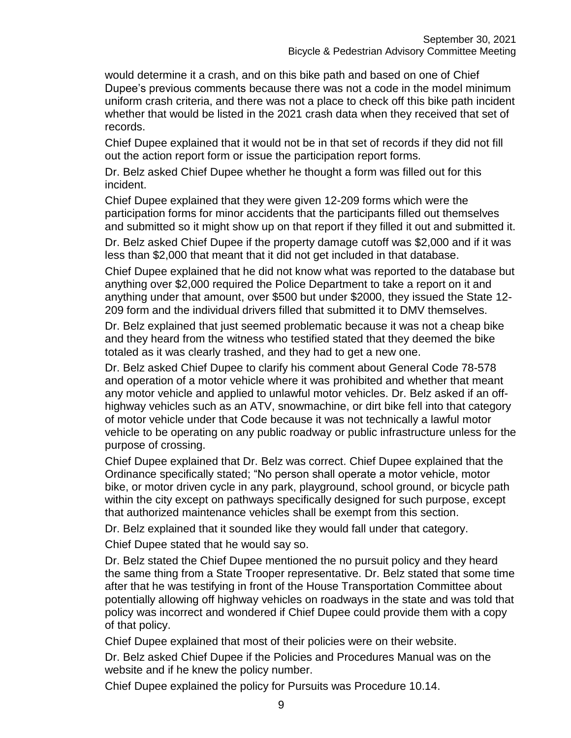would determine it a crash, and on this bike path and based on one of Chief Dupee's previous comments because there was not a code in the model minimum uniform crash criteria, and there was not a place to check off this bike path incident whether that would be listed in the 2021 crash data when they received that set of records.

Chief Dupee explained that it would not be in that set of records if they did not fill out the action report form or issue the participation report forms.

Dr. Belz asked Chief Dupee whether he thought a form was filled out for this incident.

Chief Dupee explained that they were given 12-209 forms which were the participation forms for minor accidents that the participants filled out themselves and submitted so it might show up on that report if they filled it out and submitted it.

Dr. Belz asked Chief Dupee if the property damage cutoff was $2,000 and if it was less than $2,000 that meant that it did not get included in that database.

Chief Dupee explained that he did not know what was reported to the database but anything over $2,000 required the Police Department to take a report on it and anything under that amount, over $500 but under $2000, they issued the State 12-209 form and the individual drivers filled that submitted it to DMV themselves.

Dr. Belz explained that just seemed problematic because it was not a cheap bike and they heard from the witness who testified stated that they deemed the bike totaled as it was clearly trashed, and they had to get a new one.

Dr. Belz asked Chief Dupee to clarify his comment about General Code 78-578 and operation of a motor vehicle where it was prohibited and whether that meant any motor vehicle and applied to unlawful motor vehicles. Dr. Belz asked if an off-highway vehicles such as an ATV, snowmachine, or dirt bike fell into that category of motor vehicle under that Code because it was not technically a lawful motor vehicle to be operating on any public roadway or public infrastructure unless for the purpose of crossing.

Chief Dupee explained that Dr. Belz was correct. Chief Dupee explained that the Ordinance specifically stated; "No person shall operate a motor vehicle, motor bike, or motor driven cycle in any park, playground, school ground, or bicycle path within the city except on pathways specifically designed for such purpose, except that authorized maintenance vehicles shall be exempt from this section.

Dr. Belz explained that it sounded like they would fall under that category.

Chief Dupee stated that he would say so.

Dr. Belz stated the Chief Dupee mentioned the no pursuit policy and they heard the same thing from a State Trooper representative. Dr. Belz stated that some time after that he was testifying in front of the House Transportation Committee about potentially allowing off highway vehicles on roadways in the state and was told that policy was incorrect and wondered if Chief Dupee could provide them with a copy of that policy.

Chief Dupee explained that most of their policies were on their website.

Dr. Belz asked Chief Dupee if the Policies and Procedures Manual was on the website and if he knew the policy number.

Chief Dupee explained the policy for Pursuits was Procedure 10.14.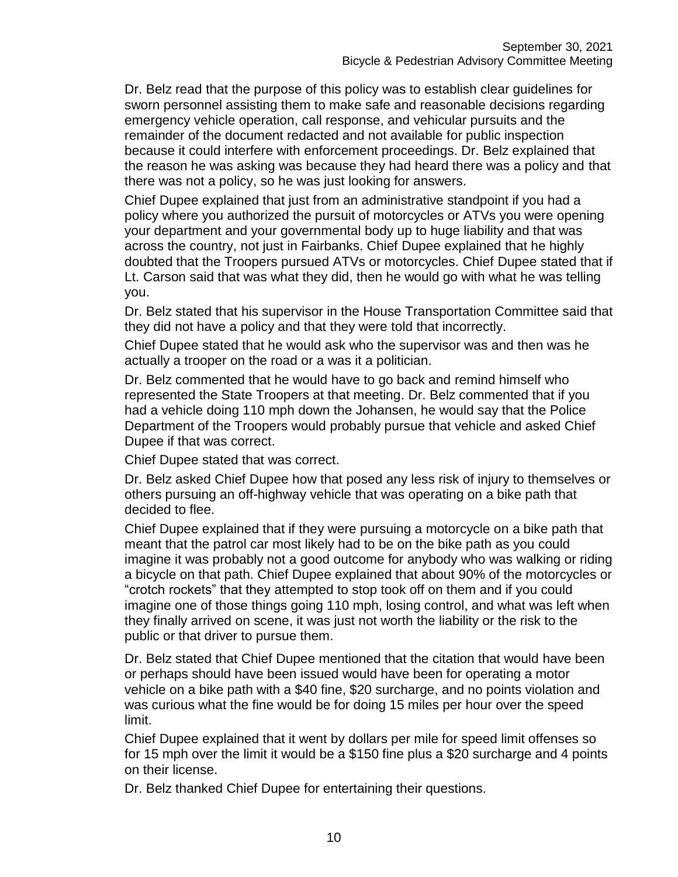Dr. Belz read that the purpose of this policy was to establish clear guidelines for sworn personnel assisting them to make safe and reasonable decisions regarding emergency vehicle operation, call response, and vehicular pursuits and the remainder of the document redacted and not available for public inspection because it could interfere with enforcement proceedings. Dr. Belz explained that the reason he was asking was because they had heard there was a policy and that there was not a policy, so he was just looking for answers.

Chief Dupee explained that just from an administrative standpoint if you had a policy where you authorized the pursuit of motorcycles or ATVs you were opening your department and your governmental body up to huge liability and that was across the country, not just in Fairbanks. Chief Dupee explained that he highly doubted that the Troopers pursued ATVs or motorcycles. Chief Dupee stated that if Lt. Carson said that was what they did, then he would go with what he was telling you.

Dr. Belz stated that his supervisor in the House Transportation Committee said that they did not have a policy and that they were told that incorrectly.

Chief Dupee stated that he would ask who the supervisor was and then was he actually a trooper on the road or a was it a politician.

Dr. Belz commented that he would have to go back and remind himself who represented the State Troopers at that meeting. Dr. Belz commented that if you had a vehicle doing 110 mph down the Johansen, he would say that the Police Department of the Troopers would probably pursue that vehicle and asked Chief Dupee if that was correct.

Chief Dupee stated that was correct.

Dr. Belz asked Chief Dupee how that posed any less risk of injury to themselves or others pursuing an off-highway vehicle that was operating on a bike path that decided to flee.

Chief Dupee explained that if they were pursuing a motorcycle on a bike path that meant that the patrol car most likely had to be on the bike path as you could imagine it was probably not a good outcome for anybody who was walking or riding a bicycle on that path. Chief Dupee explained that about 90% of the motorcycles or "crotch rockets" that they attempted to stop took off on them and if you could imagine one of those things going 110 mph, losing control, and what was left when they finally arrived on scene, it was just not worth the liability or the risk to the public or that driver to pursue them.

Dr. Belz stated that Chief Dupee mentioned that the citation that would have been or perhaps should have been issued would have been for operating a motor vehicle on a bike path with a $40 fine, $20 surcharge, and no points violation and was curious what the fine would be for doing 15 miles per hour over the speed limit.

Chief Dupee explained that it went by dollars per mile for speed limit offenses so for 15 mph over the limit it would be a $150 fine plus a $20 surcharge and 4 points on their license.

Dr. Belz thanked Chief Dupee for entertaining their questions.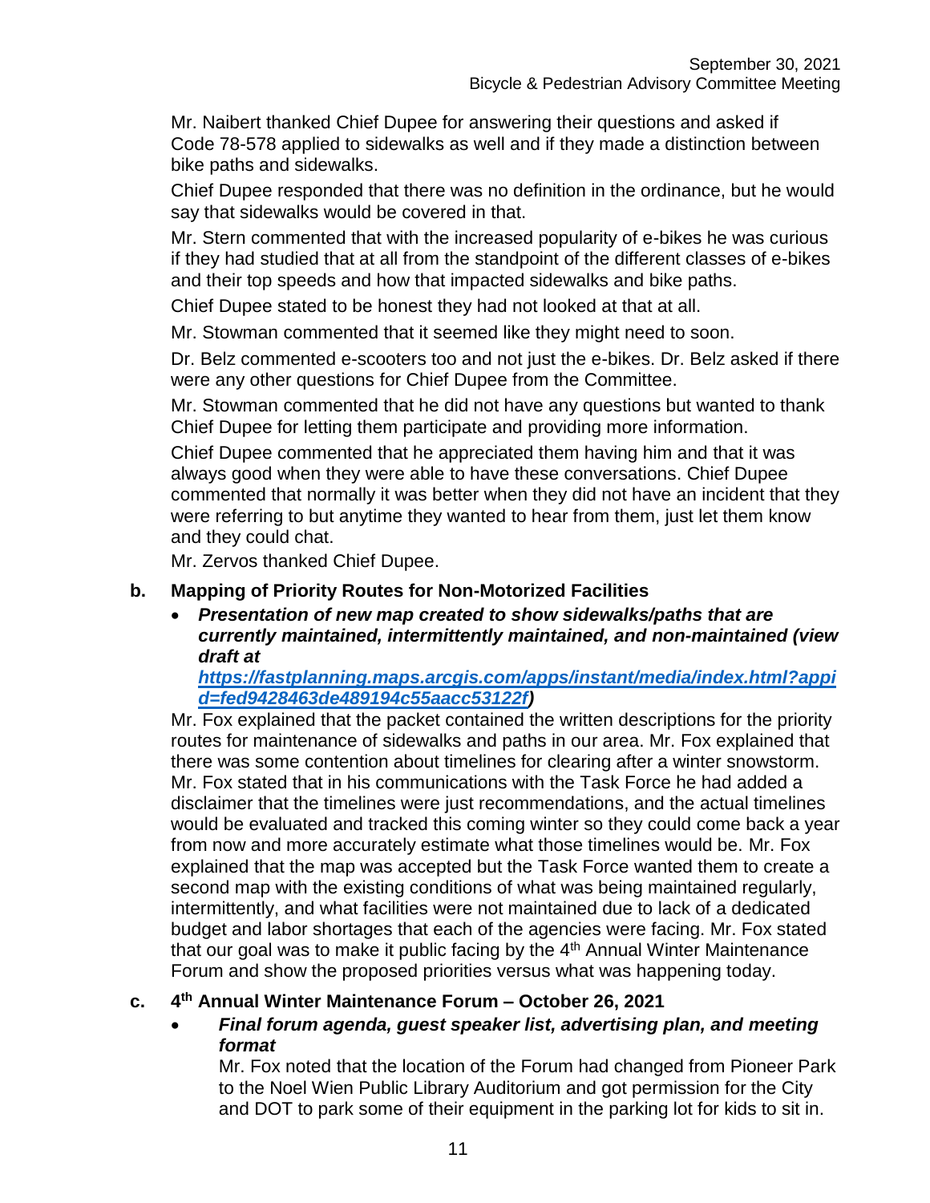Mr. Naibert thanked Chief Dupee for answering their questions and asked if Code 78-578 applied to sidewalks as well and if they made a distinction between bike paths and sidewalks.

Chief Dupee responded that there was no definition in the ordinance, but he would say that sidewalks would be covered in that.

Mr. Stern commented that with the increased popularity of e-bikes he was curious if they had studied that at all from the standpoint of the different classes of e-bikes and their top speeds and how that impacted sidewalks and bike paths.

Chief Dupee stated to be honest they had not looked at that at all.

Mr. Stowman commented that it seemed like they might need to soon.

Dr. Belz commented e-scooters too and not just the e-bikes. Dr. Belz asked if there were any other questions for Chief Dupee from the Committee.

Mr. Stowman commented that he did not have any questions but wanted to thank Chief Dupee for letting them participate and providing more information.

Chief Dupee commented that he appreciated them having him and that it was always good when they were able to have these conversations. Chief Dupee commented that normally it was better when they did not have an incident that they were referring to but anytime they wanted to hear from them, just let them know and they could chat.

Mr. Zervos thanked Chief Dupee.

**b. Mapping of Priority Routes for Non-Motorized Facilities**

- ***Presentation of new map created to show sidewalks/paths that are currently maintained, intermittently maintained, and non-maintained (view draft at [https://fastplanning.maps.arcgis.com/apps/instant/media/index.html?appid=fed9428463de489194c55aacc53122f](https://fastplanning.maps.arcgis.com/apps/instant/media/index.html?appid=fed9428463de489194c55aacc53122f))***

Mr. Fox explained that the packet contained the written descriptions for the priority routes for maintenance of sidewalks and paths in our area. Mr. Fox explained that there was some contention about timelines for clearing after a winter snowstorm. Mr. Fox stated that in his communications with the Task Force he had added a disclaimer that the timelines were just recommendations, and the actual timelines would be evaluated and tracked this coming winter so they could come back a year from now and more accurately estimate what those timelines would be. Mr. Fox explained that the map was accepted but the Task Force wanted them to create a second map with the existing conditions of what was being maintained regularly, intermittently, and what facilities were not maintained due to lack of a dedicated budget and labor shortages that each of the agencies were facing. Mr. Fox stated that our goal was to make it public facing by the 4th Annual Winter Maintenance Forum and show the proposed priorities versus what was happening today.

**c. 4th Annual Winter Maintenance Forum – October 26, 2021**

- ***Final forum agenda, guest speaker list, advertising plan, and meeting format***

  Mr. Fox noted that the location of the Forum had changed from Pioneer Park to the Noel Wien Public Library Auditorium and got permission for the City and DOT to park some of their equipment in the parking lot for kids to sit in.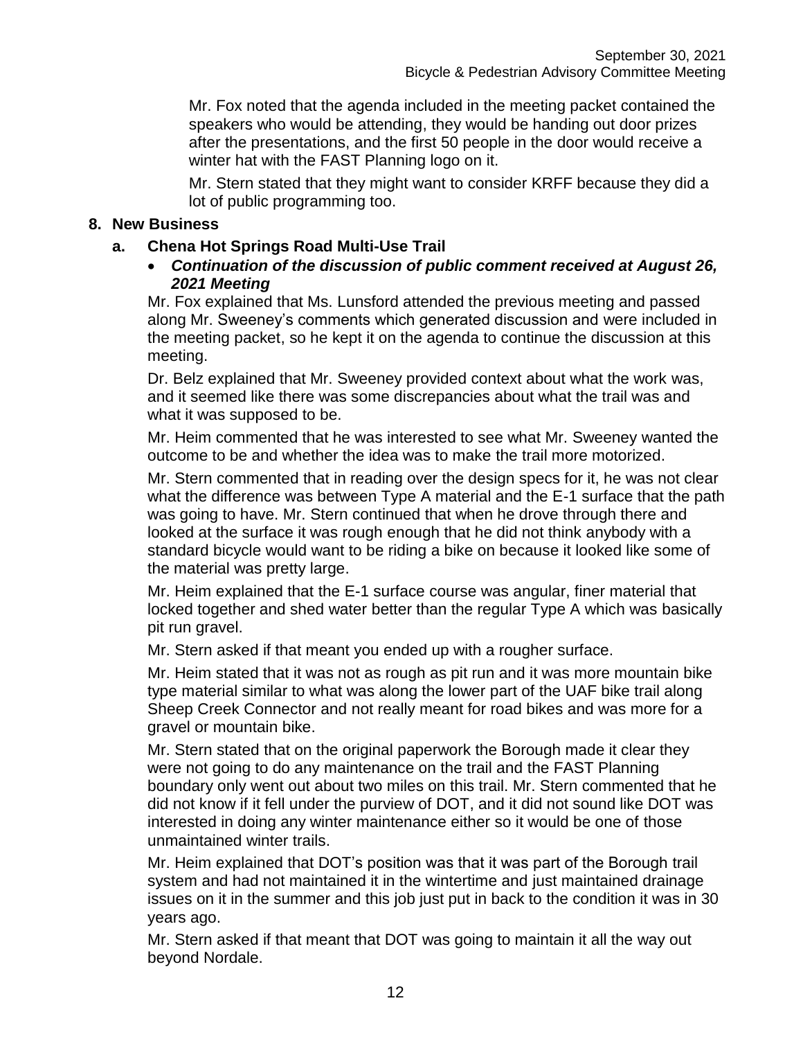Mr. Fox noted that the agenda included in the meeting packet contained the speakers who would be attending, they would be handing out door prizes after the presentations, and the first 50 people in the door would receive a winter hat with the FAST Planning logo on it.

Mr. Stern stated that they might want to consider KRFF because they did a lot of public programming too.

## 8. New Business

### a. Chena Hot Springs Road Multi-Use Trail

- ***Continuation of the discussion of public comment received at August 26, 2021 Meeting***

Mr. Fox explained that Ms. Lunsford attended the previous meeting and passed along Mr. Sweeney's comments which generated discussion and were included in the meeting packet, so he kept it on the agenda to continue the discussion at this meeting.

Dr. Belz explained that Mr. Sweeney provided context about what the work was, and it seemed like there was some discrepancies about what the trail was and what it was supposed to be.

Mr. Heim commented that he was interested to see what Mr. Sweeney wanted the outcome to be and whether the idea was to make the trail more motorized.

Mr. Stern commented that in reading over the design specs for it, he was not clear what the difference was between Type A material and the E-1 surface that the path was going to have. Mr. Stern continued that when he drove through there and looked at the surface it was rough enough that he did not think anybody with a standard bicycle would want to be riding a bike on because it looked like some of the material was pretty large.

Mr. Heim explained that the E-1 surface course was angular, finer material that locked together and shed water better than the regular Type A which was basically pit run gravel.

Mr. Stern asked if that meant you ended up with a rougher surface.

Mr. Heim stated that it was not as rough as pit run and it was more mountain bike type material similar to what was along the lower part of the UAF bike trail along Sheep Creek Connector and not really meant for road bikes and was more for a gravel or mountain bike.

Mr. Stern stated that on the original paperwork the Borough made it clear they were not going to do any maintenance on the trail and the FAST Planning boundary only went out about two miles on this trail. Mr. Stern commented that he did not know if it fell under the purview of DOT, and it did not sound like DOT was interested in doing any winter maintenance either so it would be one of those unmaintained winter trails.

Mr. Heim explained that DOT's position was that it was part of the Borough trail system and had not maintained it in the wintertime and just maintained drainage issues on it in the summer and this job just put in back to the condition it was in 30 years ago.

Mr. Stern asked if that meant that DOT was going to maintain it all the way out beyond Nordale.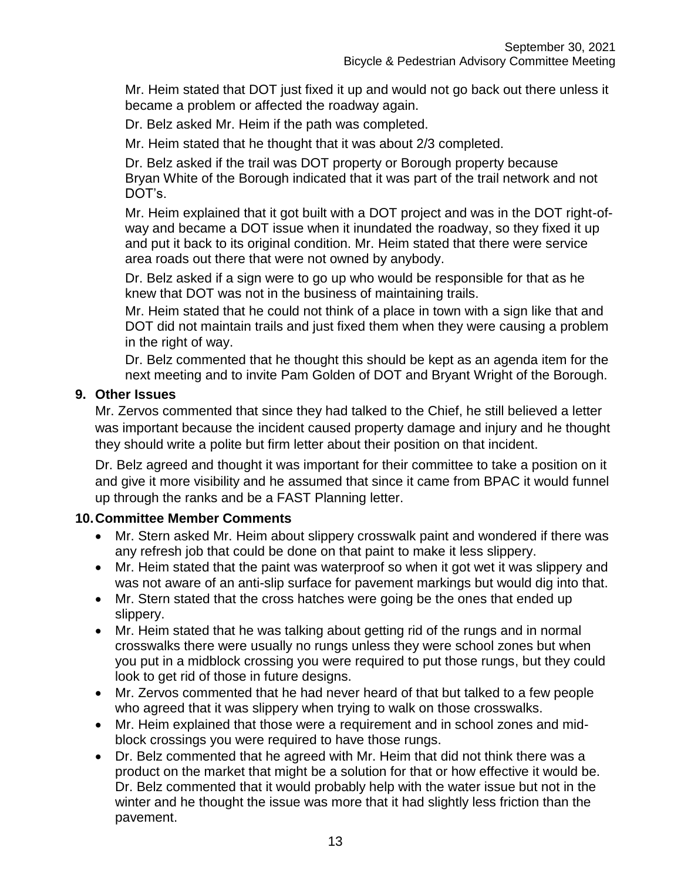Mr. Heim stated that DOT just fixed it up and would not go back out there unless it became a problem or affected the roadway again.

Dr. Belz asked Mr. Heim if the path was completed.

Mr. Heim stated that he thought that it was about 2/3 completed.

Dr. Belz asked if the trail was DOT property or Borough property because Bryan White of the Borough indicated that it was part of the trail network and not DOT's.

Mr. Heim explained that it got built with a DOT project and was in the DOT right-of-way and became a DOT issue when it inundated the roadway, so they fixed it up and put it back to its original condition. Mr. Heim stated that there were service area roads out there that were not owned by anybody.

Dr. Belz asked if a sign were to go up who would be responsible for that as he knew that DOT was not in the business of maintaining trails.

Mr. Heim stated that he could not think of a place in town with a sign like that and DOT did not maintain trails and just fixed them when they were causing a problem in the right of way.

Dr. Belz commented that he thought this should be kept as an agenda item for the next meeting and to invite Pam Golden of DOT and Bryant Wright of the Borough.

## 9. Other Issues

Mr. Zervos commented that since they had talked to the Chief, he still believed a letter was important because the incident caused property damage and injury and he thought they should write a polite but firm letter about their position on that incident.

Dr. Belz agreed and thought it was important for their committee to take a position on it and give it more visibility and he assumed that since it came from BPAC it would funnel up through the ranks and be a FAST Planning letter.

## 10. Committee Member Comments

- Mr. Stern asked Mr. Heim about slippery crosswalk paint and wondered if there was any refresh job that could be done on that paint to make it less slippery.
- Mr. Heim stated that the paint was waterproof so when it got wet it was slippery and was not aware of an anti-slip surface for pavement markings but would dig into that.
- Mr. Stern stated that the cross hatches were going be the ones that ended up slippery.
- Mr. Heim stated that he was talking about getting rid of the rungs and in normal crosswalks there were usually no rungs unless they were school zones but when you put in a midblock crossing you were required to put those rungs, but they could look to get rid of those in future designs.
- Mr. Zervos commented that he had never heard of that but talked to a few people who agreed that it was slippery when trying to walk on those crosswalks.
- Mr. Heim explained that those were a requirement and in school zones and mid-block crossings you were required to have those rungs.
- Dr. Belz commented that he agreed with Mr. Heim that did not think there was a product on the market that might be a solution for that or how effective it would be. Dr. Belz commented that it would probably help with the water issue but not in the winter and he thought the issue was more that it had slightly less friction than the pavement.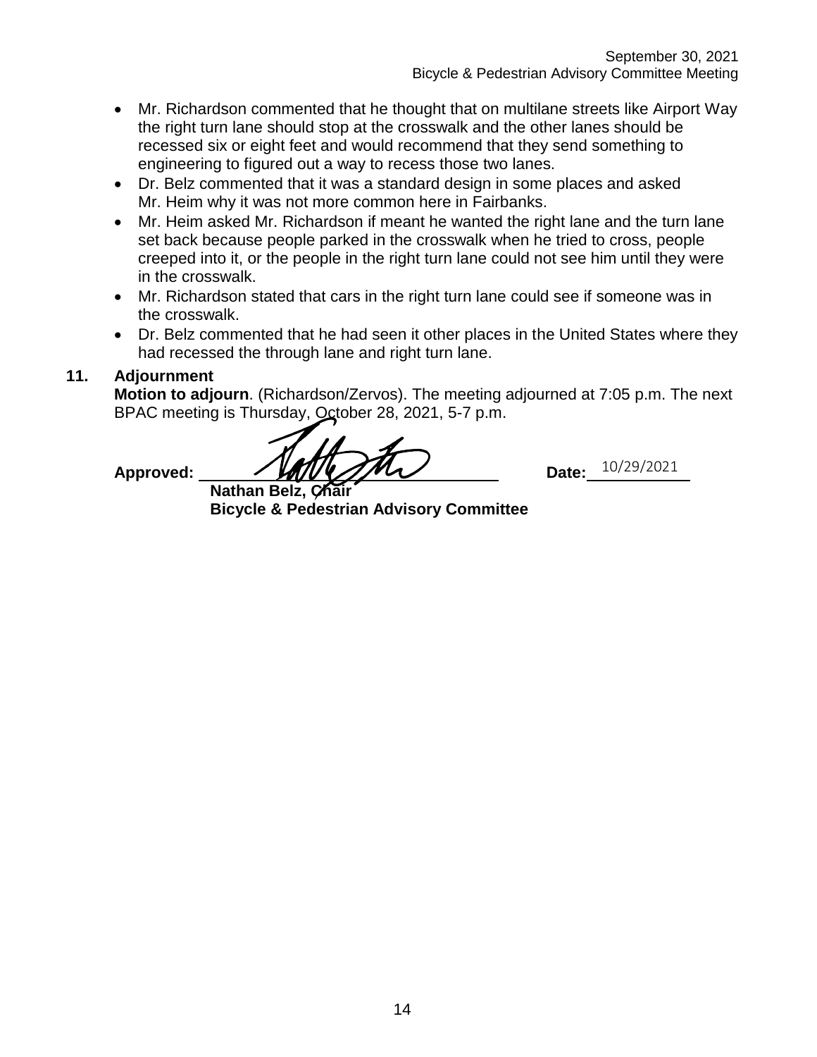- Mr. Richardson commented that he thought that on multilane streets like Airport Way the right turn lane should stop at the crosswalk and the other lanes should be recessed six or eight feet and would recommend that they send something to engineering to figured out a way to recess those two lanes.
- Dr. Belz commented that it was a standard design in some places and asked Mr. Heim why it was not more common here in Fairbanks.
- Mr. Heim asked Mr. Richardson if meant he wanted the right lane and the turn lane set back because people parked in the crosswalk when he tried to cross, people creeped into it, or the people in the right turn lane could not see him until they were in the crosswalk.
- Mr. Richardson stated that cars in the right turn lane could see if someone was in the crosswalk.
- Dr. Belz commented that he had seen it other places in the United States where they had recessed the through lane and right turn lane.

## 11. Adjournment

**Motion to adjourn**. (Richardson/Zervos). The meeting adjourned at 7:05 p.m. The next BPAC meeting is Thursday, October 28, 2021, 5-7 p.m.

**Approved:** ______________________ **Date:** 10/29/2021

**Nathan Belz, Chair**
**Bicycle & Pedestrian Advisory Committee**